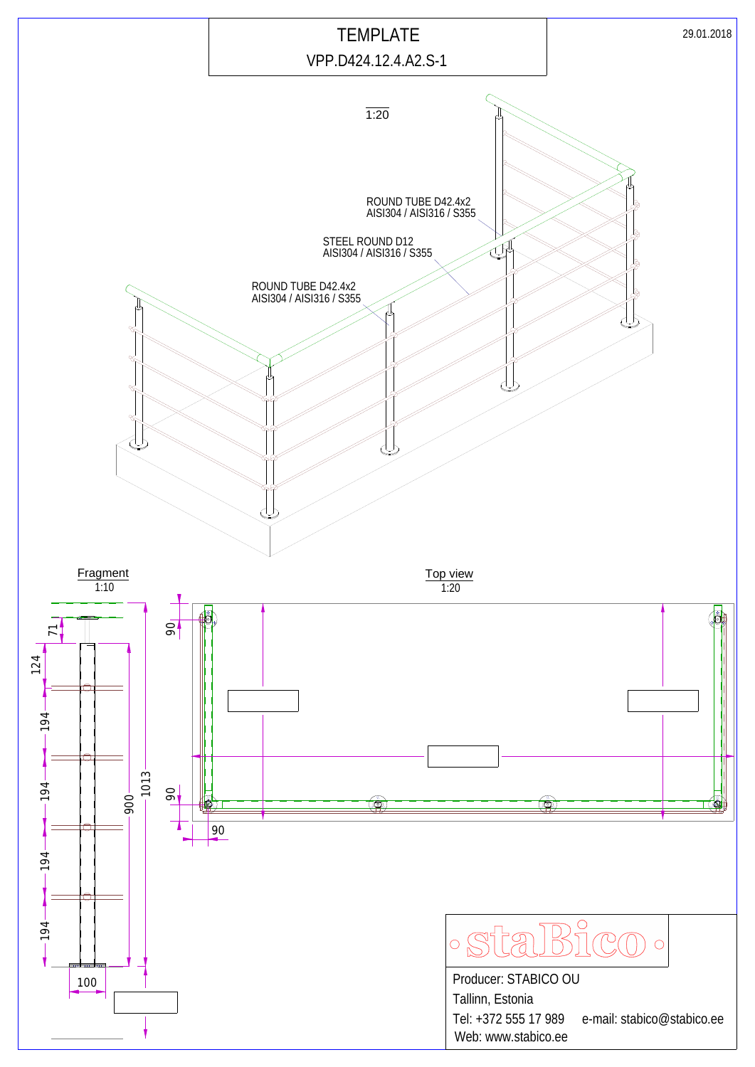# TEMPLATE

VPP.D424.12.4.A2.S-1

29.01.2018

1:20

ROUND TUBE D42.4x2
AISI304 / AISI316 / S355

STEEL ROUND D12
AISI304 / AISI316 / S355

ROUND TUBE D42.4x2
AISI304 / AISI316 / S355

Fragment
1:10

71

124

194

194

194

194

900

1013

100

Top view
1:20

90

90

90

stabico

Producer: STABICO OU

Tallinn, Estonia

Tel: +372 555 17 989 e-mail: stabico@stabico.ee

Web: www.stabico.ee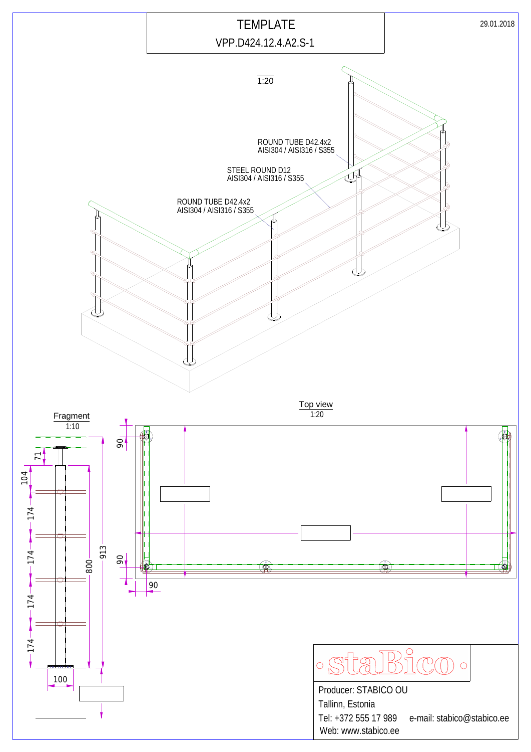# TEMPLATE

VPP.D424.12.4.A2.S-1

29.01.2018

1:20

ROUND TUBE D42.4x2
AISI304 / AISI316 / S355

STEEL ROUND D12
AISI304 / AISI316 / S355

ROUND TUBE D42.4x2
AISI304 / AISI316 / S355

Fragment
1:10

71

104

174

174

174

174

800

913

100

Top view
1:20

90

90

90

Producer: STABICO OU

Tallinn, Estonia

Tel: +372 555 17 989 e-mail: stabico@stabico.ee

Web: www.stabico.ee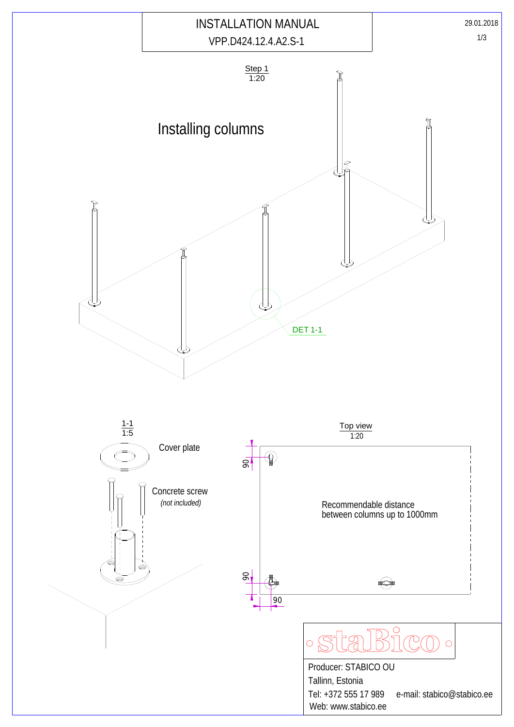# INSTALLATION MANUAL

VPP.D424.12.4.A2.S-1

29.01.2018

## Step 1
1:20

## Installing columns

DET 1-1

1-1
1:5

Cover plate

Concrete screw
*(not included)*

Top view
1:20

90

90

90

Recommendable distance between columns up to 1000mm

staBico

Producer: STABICO OU

Tallinn, Estonia

Tel: +372 555 17 989 e-mail: stabico@stabico.ee

Web: www.stabico.ee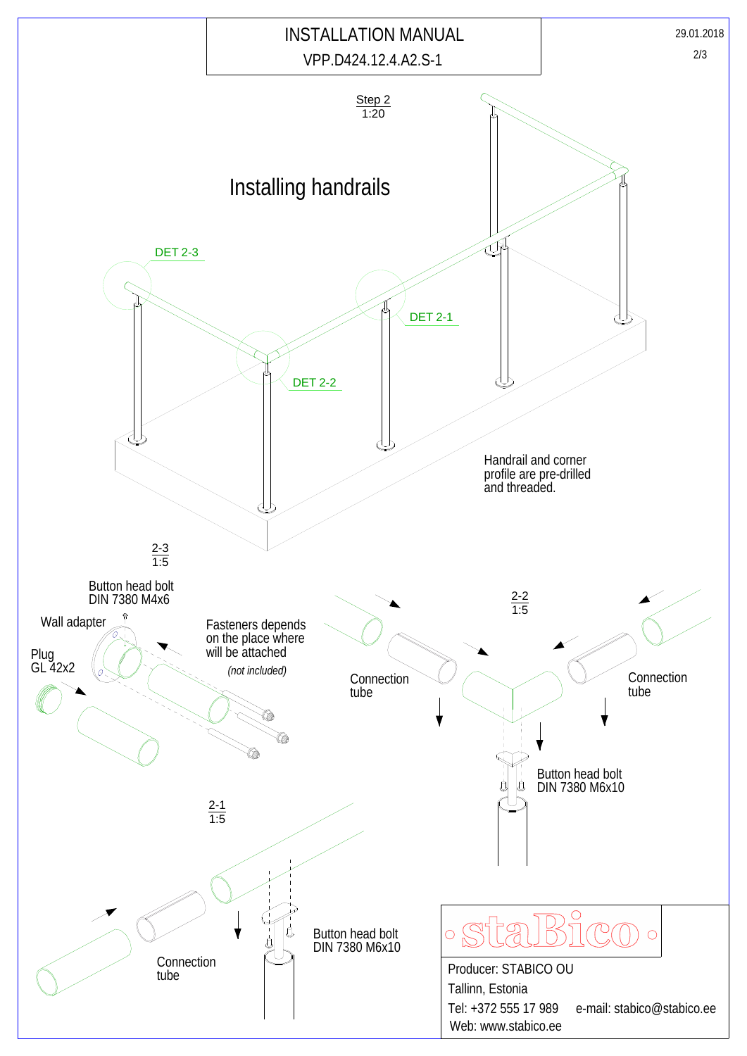# INSTALLATION MANUAL

VPP.D424.12.4.A2.S-1

29.01.2018

Step 2
1:20

## Installing handrails

DET 2-3

DET 2-1

DET 2-2

Handrail and corner profile are pre-drilled and threaded.

2-3
1:5

Button head bolt
DIN 7380 M4x6

Wall adapter

Plug
GL 42x2

Fasteners depends on the place where will be attached

*(not included)*

2-2
1:5

Connection tube

Connection tube

Button head bolt
DIN 7380 M6x10

2-1
1:5

Connection tube

Button head bolt
DIN 7380 M6x10

staBico

Producer: STABICO OU

Tallinn, Estonia

Tel: +372 555 17 989 e-mail: stabico@stabico.ee

Web: www.stabico.ee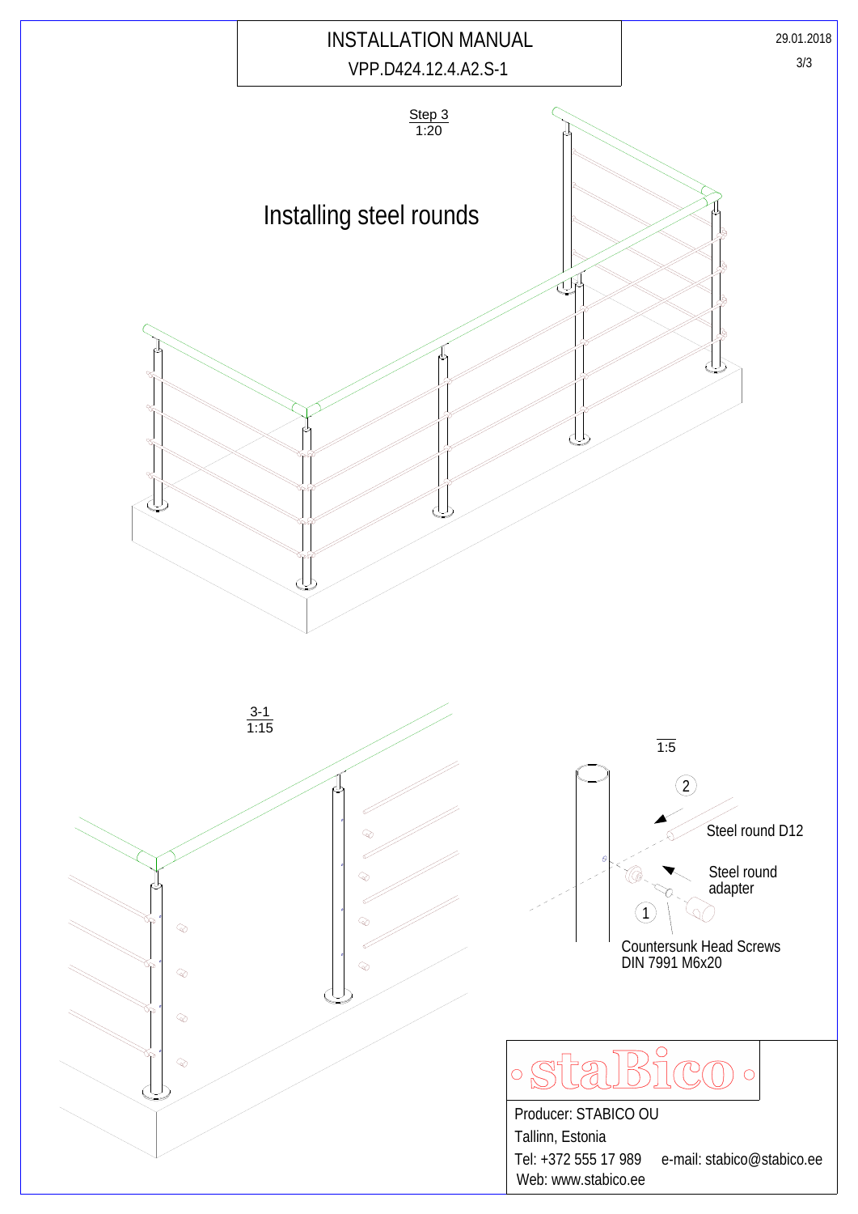# INSTALLATION MANUAL

VPP.D424.12.4.A2.S-1

29.01.2018

Step 3
1:20

## Installing steel rounds

3-1
1:15

1:5

2 Steel round D12

Steel round adapter

1 Countersunk Head Screws DIN 7991 M6x20

staBico

Producer: STABICO OU

Tallinn, Estonia

Tel: +372 555 17 989 e-mail: stabico@stabico.ee

Web: www.stabico.ee